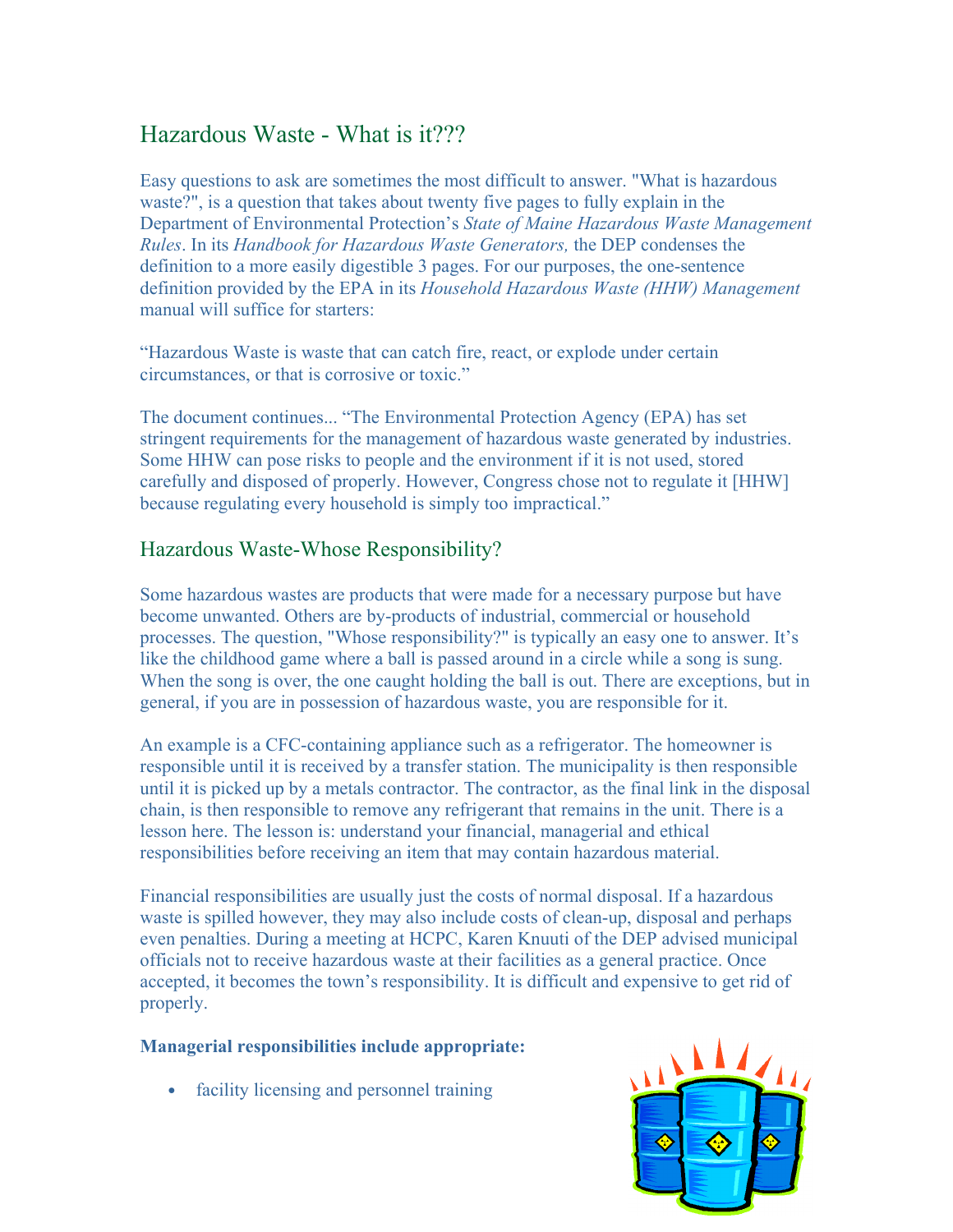## Hazardous Waste - What is it???

Easy questions to ask are sometimes the most difficult to answer. "What is hazardous waste?", is a question that takes about twenty five pages to fully explain in the Department of Environmental Protection's *State of Maine Hazardous Waste Management Rules*. In its *Handbook for Hazardous Waste Generators,* the DEP condenses the definition to a more easily digestible 3 pages. For our purposes, the one-sentence definition provided by the EPA in its *Household Hazardous Waste (HHW) Management* manual will suffice for starters:

"Hazardous Waste is waste that can catch fire, react, or explode under certain circumstances, or that is corrosive or toxic."

The document continues... "The Environmental Protection Agency (EPA) has set stringent requirements for the management of hazardous waste generated by industries. Some HHW can pose risks to people and the environment if it is not used, stored carefully and disposed of properly. However, Congress chose not to regulate it [HHW] because regulating every household is simply too impractical."

## Hazardous Waste-Whose Responsibility?

Some hazardous wastes are products that were made for a necessary purpose but have become unwanted. Others are by-products of industrial, commercial or household processes. The question, "Whose responsibility?" is typically an easy one to answer. It's like the childhood game where a ball is passed around in a circle while a song is sung. When the song is over, the one caught holding the ball is out. There are exceptions, but in general, if you are in possession of hazardous waste, you are responsible for it.

An example is a CFC-containing appliance such as a refrigerator. The homeowner is responsible until it is received by a transfer station. The municipality is then responsible until it is picked up by a metals contractor. The contractor, as the final link in the disposal chain, is then responsible to remove any refrigerant that remains in the unit. There is a lesson here. The lesson is: understand your financial, managerial and ethical responsibilities before receiving an item that may contain hazardous material.

Financial responsibilities are usually just the costs of normal disposal. If a hazardous waste is spilled however, they may also include costs of clean-up, disposal and perhaps even penalties. During a meeting at HCPC, Karen Knuuti of the DEP advised municipal officials not to receive hazardous waste at their facilities as a general practice. Once accepted, it becomes the town's responsibility. It is difficult and expensive to get rid of properly.

**Managerial responsibilities include appropriate:**

- facility licensing and personnel training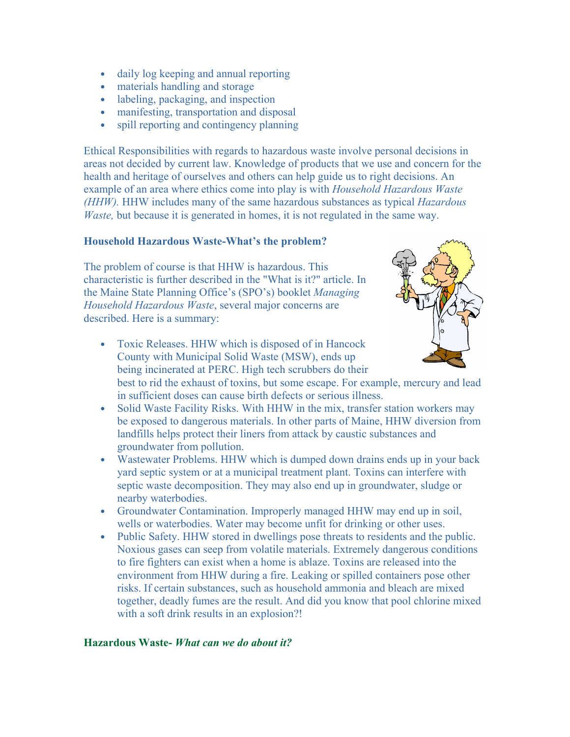- daily log keeping and annual reporting
- materials handling and storage
- labeling, packaging, and inspection
- manifesting, transportation and disposal
- spill reporting and contingency planning

Ethical Responsibilities with regards to hazardous waste involve personal decisions in areas not decided by current law. Knowledge of products that we use and concern for the health and heritage of ourselves and others can help guide us to right decisions. An example of an area where ethics come into play is with *Household Hazardous Waste (HHW).* HHW includes many of the same hazardous substances as typical *Hazardous Waste,* but because it is generated in homes, it is not regulated in the same way.

### Household Hazardous Waste-What's the problem?

The problem of course is that HHW is hazardous. This characteristic is further described in the "What is it?" article. In the Maine State Planning Office's (SPO's) booklet *Managing Household Hazardous Waste*, several major concerns are described. Here is a summary:

- Toxic Releases. HHW which is disposed of in Hancock County with Municipal Solid Waste (MSW), ends up being incinerated at PERC. High tech scrubbers do their best to rid the exhaust of toxins, but some escape. For example, mercury and lead in sufficient doses can cause birth defects or serious illness.
- Solid Waste Facility Risks. With HHW in the mix, transfer station workers may be exposed to dangerous materials. In other parts of Maine, HHW diversion from landfills helps protect their liners from attack by caustic substances and groundwater from pollution.
- Wastewater Problems. HHW which is dumped down drains ends up in your back yard septic system or at a municipal treatment plant. Toxins can interfere with septic waste decomposition. They may also end up in groundwater, sludge or nearby waterbodies.
- Groundwater Contamination. Improperly managed HHW may end up in soil, wells or waterbodies. Water may become unfit for drinking or other uses.
- Public Safety. HHW stored in dwellings pose threats to residents and the public. Noxious gases can seep from volatile materials. Extremely dangerous conditions to fire fighters can exist when a home is ablaze. Toxins are released into the environment from HHW during a fire. Leaking or spilled containers pose other risks. If certain substances, such as household ammonia and bleach are mixed together, deadly fumes are the result. And did you know that pool chlorine mixed with a soft drink results in an explosion?!

### Hazardous Waste- *What can we do about it?*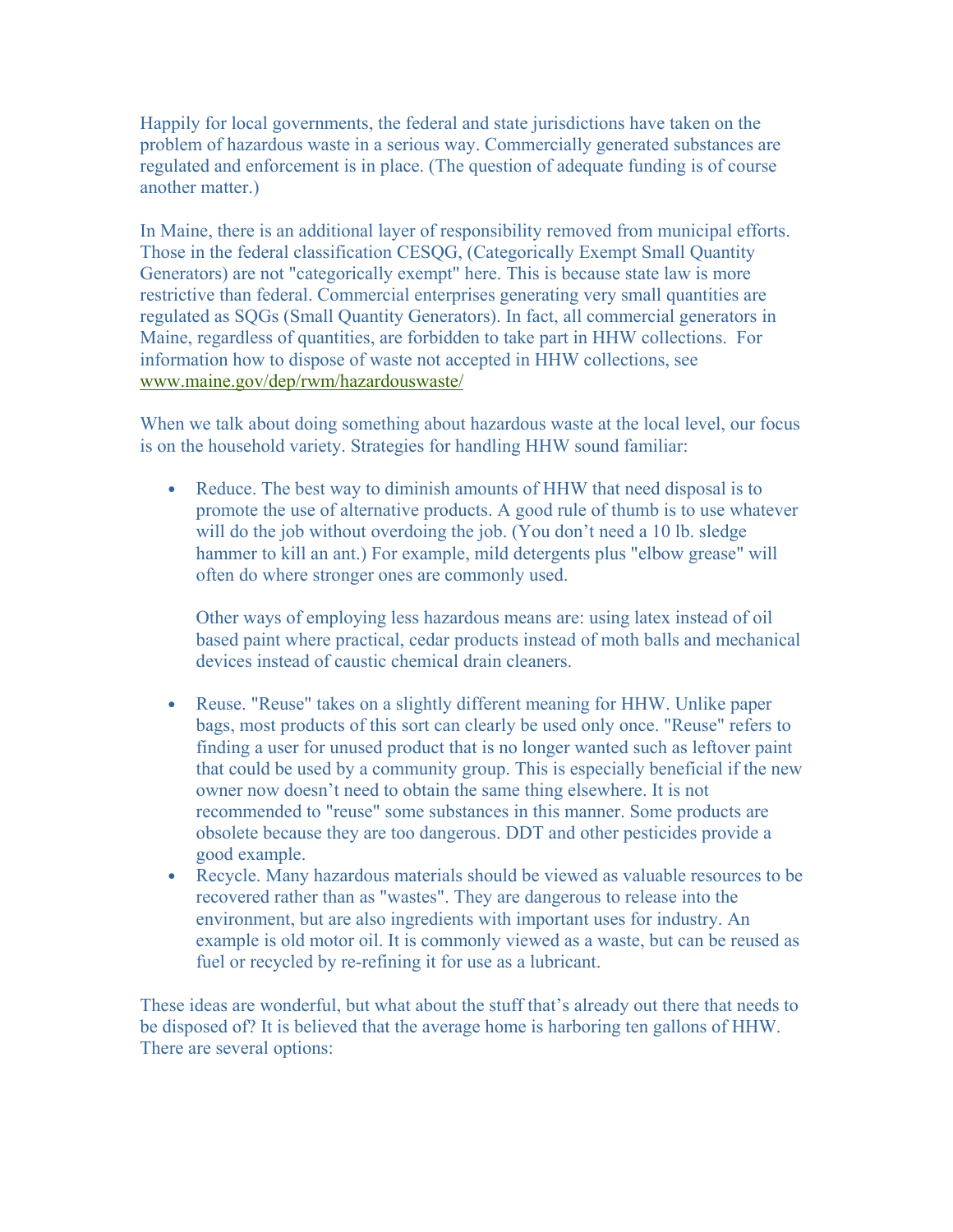Happily for local governments, the federal and state jurisdictions have taken on the problem of hazardous waste in a serious way. Commercially generated substances are regulated and enforcement is in place. (The question of adequate funding is of course another matter.)

In Maine, there is an additional layer of responsibility removed from municipal efforts. Those in the federal classification CESQG, (Categorically Exempt Small Quantity Generators) are not "categorically exempt" here. This is because state law is more restrictive than federal. Commercial enterprises generating very small quantities are regulated as SQGs (Small Quantity Generators). In fact, all commercial generators in Maine, regardless of quantities, are forbidden to take part in HHW collections. For information how to dispose of waste not accepted in HHW collections, see www.maine.gov/dep/rwm/hazardouswaste/

When we talk about doing something about hazardous waste at the local level, our focus is on the household variety. Strategies for handling HHW sound familiar:

- Reduce. The best way to diminish amounts of HHW that need disposal is to promote the use of alternative products. A good rule of thumb is to use whatever will do the job without overdoing the job. (You don't need a 10 lb. sledge hammer to kill an ant.) For example, mild detergents plus "elbow grease" will often do where stronger ones are commonly used.

  Other ways of employing less hazardous means are: using latex instead of oil based paint where practical, cedar products instead of moth balls and mechanical devices instead of caustic chemical drain cleaners.

- Reuse. "Reuse" takes on a slightly different meaning for HHW. Unlike paper bags, most products of this sort can clearly be used only once. "Reuse" refers to finding a user for unused product that is no longer wanted such as leftover paint that could be used by a community group. This is especially beneficial if the new owner now doesn't need to obtain the same thing elsewhere. It is not recommended to "reuse" some substances in this manner. Some products are obsolete because they are too dangerous. DDT and other pesticides provide a good example.
- Recycle. Many hazardous materials should be viewed as valuable resources to be recovered rather than as "wastes". They are dangerous to release into the environment, but are also ingredients with important uses for industry. An example is old motor oil. It is commonly viewed as a waste, but can be reused as fuel or recycled by re-refining it for use as a lubricant.

These ideas are wonderful, but what about the stuff that's already out there that needs to be disposed of? It is believed that the average home is harboring ten gallons of HHW. There are several options: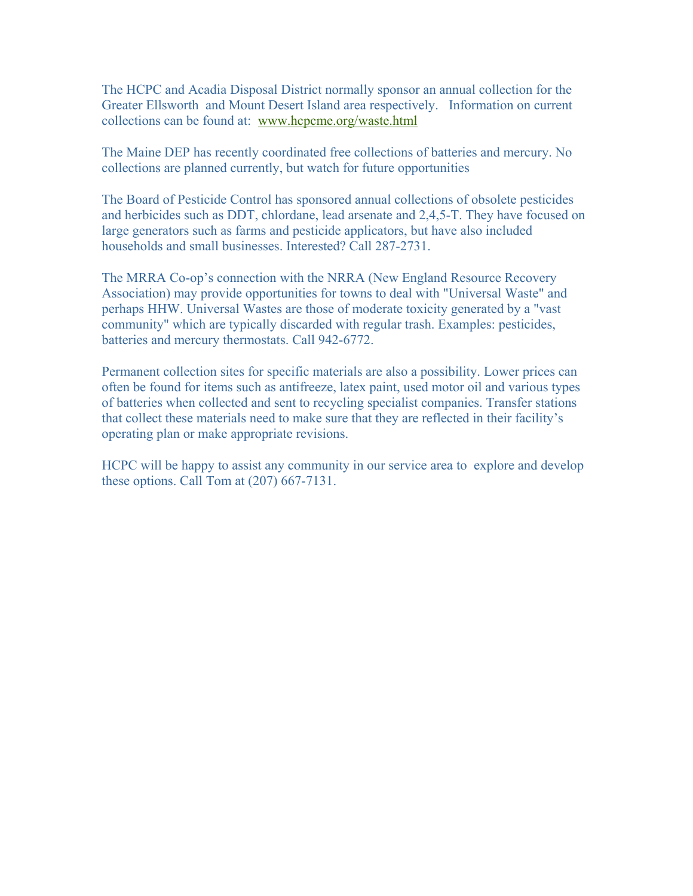The HCPC and Acadia Disposal District normally sponsor an annual collection for the Greater Ellsworth and Mount Desert Island area respectively. Information on current collections can be found at: www.hcpcme.org/waste.html

The Maine DEP has recently coordinated free collections of batteries and mercury. No collections are planned currently, but watch for future opportunities

The Board of Pesticide Control has sponsored annual collections of obsolete pesticides and herbicides such as DDT, chlordane, lead arsenate and 2,4,5-T. They have focused on large generators such as farms and pesticide applicators, but have also included households and small businesses. Interested? Call 287-2731.

The MRRA Co-op's connection with the NRRA (New England Resource Recovery Association) may provide opportunities for towns to deal with "Universal Waste" and perhaps HHW. Universal Wastes are those of moderate toxicity generated by a "vast community" which are typically discarded with regular trash. Examples: pesticides, batteries and mercury thermostats. Call 942-6772.

Permanent collection sites for specific materials are also a possibility. Lower prices can often be found for items such as antifreeze, latex paint, used motor oil and various types of batteries when collected and sent to recycling specialist companies. Transfer stations that collect these materials need to make sure that they are reflected in their facility's operating plan or make appropriate revisions.

HCPC will be happy to assist any community in our service area to explore and develop these options. Call Tom at (207) 667-7131.